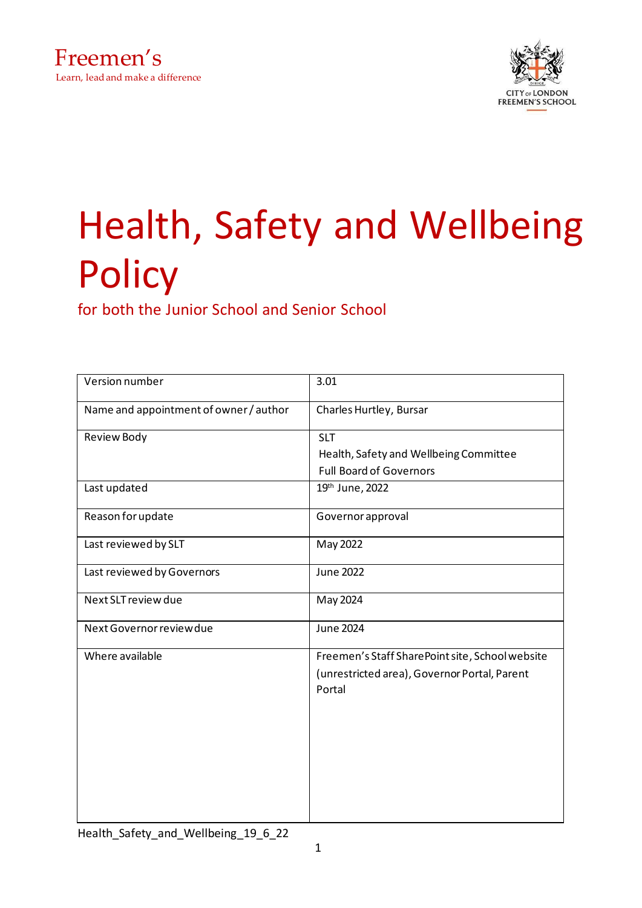Freemen's
Learn, lead and make a difference

CITY of LONDON
FREEMEN'S SCHOOL

# Health, Safety and Wellbeing Policy

for both the Junior School and Senior School

| | |
|---|---|
| Version number | 3.01 |
| Name and appointment of owner / author | Charles Hurtley, Bursar |
| Review Body | SLT<br>Health, Safety and Wellbeing Committee<br>Full Board of Governors |
| Last updated | 19th June, 2022 |
| Reason for update | Governor approval |
| Last reviewed by SLT | May 2022 |
| Last reviewed by Governors | June 2022 |
| Next SLT review due | May 2024 |
| Next Governor review due | June 2024 |
| Where available | Freemen's Staff SharePoint site, School website (unrestricted area), Governor Portal, Parent Portal |

Health_Safety_and_Wellbeing_19_6_22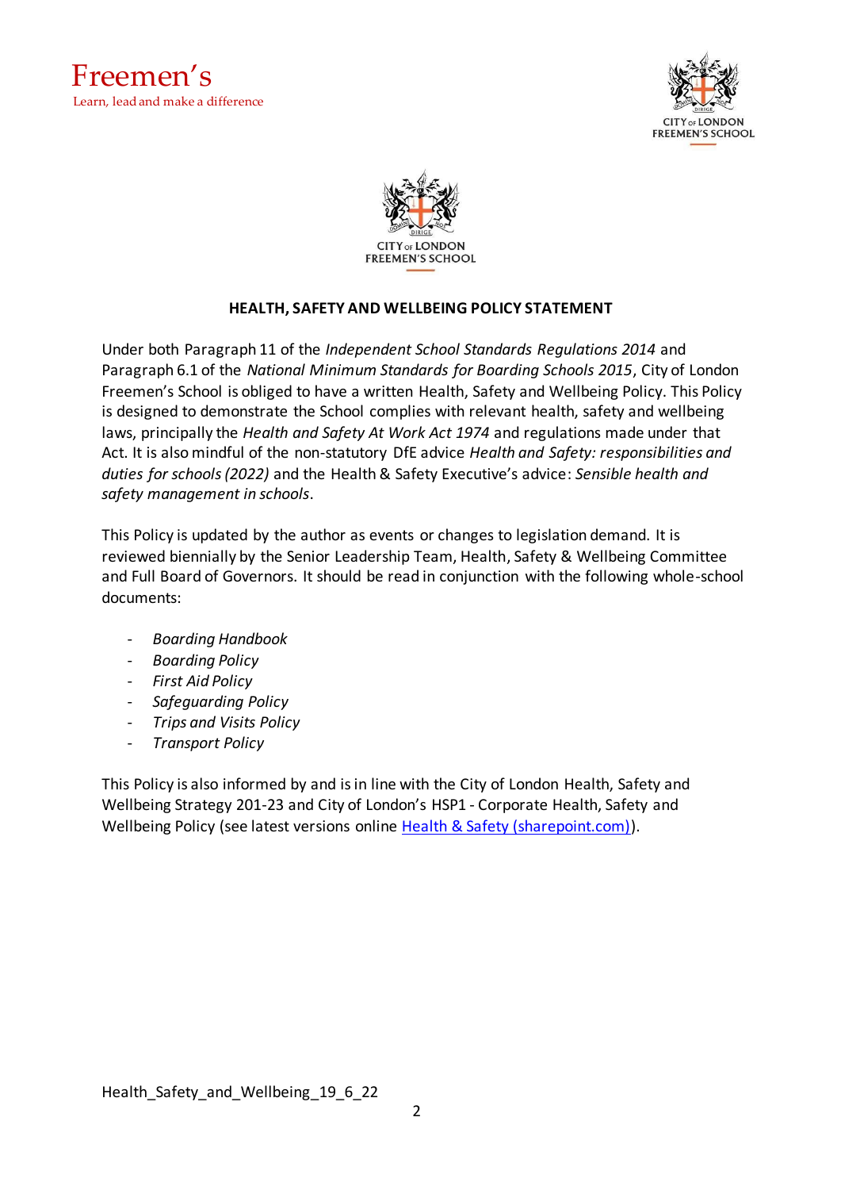## HEALTH, SAFETY AND WELLBEING POLICY STATEMENT

Under both Paragraph 11 of the *Independent School Standards Regulations 2014* and Paragraph 6.1 of the *National Minimum Standards for Boarding Schools 2015*, City of London Freemen's School is obliged to have a written Health, Safety and Wellbeing Policy. This Policy is designed to demonstrate the School complies with relevant health, safety and wellbeing laws, principally the *Health and Safety At Work Act 1974* and regulations made under that Act. It is also mindful of the non-statutory DfE advice *Health and Safety: responsibilities and duties for schools (2022)* and the Health & Safety Executive's advice: *Sensible health and safety management in schools*.

This Policy is updated by the author as events or changes to legislation demand. It is reviewed biennially by the Senior Leadership Team, Health, Safety & Wellbeing Committee and Full Board of Governors. It should be read in conjunction with the following whole-school documents:

- *Boarding Handbook*
- *Boarding Policy*
- *First Aid Policy*
- *Safeguarding Policy*
- *Trips and Visits Policy*
- *Transport Policy*

This Policy is also informed by and is in line with the City of London Health, Safety and Wellbeing Strategy 201-23 and City of London's HSP1 - Corporate Health, Safety and Wellbeing Policy (see latest versions online [Health & Safety (sharepoint.com)](Health & Safety (sharepoint.com))).

Health_Safety_and_Wellbeing_19_6_22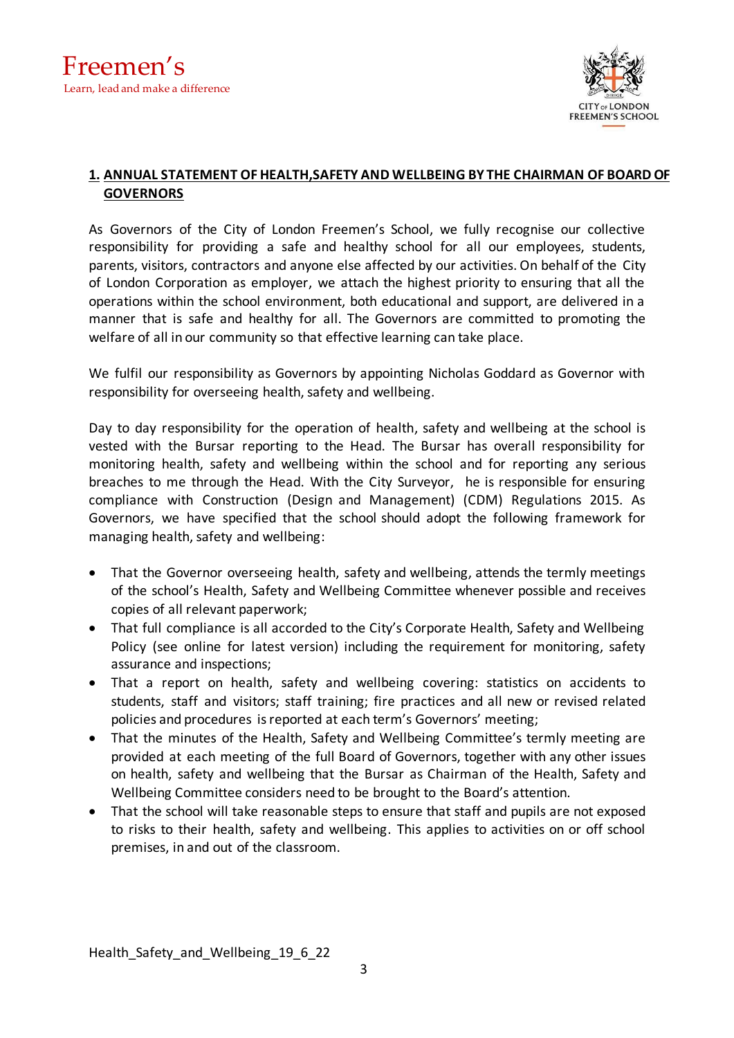## 1. ANNUAL STATEMENT OF HEALTH,SAFETY AND WELLBEING BY THE CHAIRMAN OF BOARD OF GOVERNORS

As Governors of the City of London Freemen's School, we fully recognise our collective responsibility for providing a safe and healthy school for all our employees, students, parents, visitors, contractors and anyone else affected by our activities. On behalf of the City of London Corporation as employer, we attach the highest priority to ensuring that all the operations within the school environment, both educational and support, are delivered in a manner that is safe and healthy for all. The Governors are committed to promoting the welfare of all in our community so that effective learning can take place.

We fulfil our responsibility as Governors by appointing Nicholas Goddard as Governor with responsibility for overseeing health, safety and wellbeing.

Day to day responsibility for the operation of health, safety and wellbeing at the school is vested with the Bursar reporting to the Head. The Bursar has overall responsibility for monitoring health, safety and wellbeing within the school and for reporting any serious breaches to me through the Head. With the City Surveyor, he is responsible for ensuring compliance with Construction (Design and Management) (CDM) Regulations 2015. As Governors, we have specified that the school should adopt the following framework for managing health, safety and wellbeing:

- That the Governor overseeing health, safety and wellbeing, attends the termly meetings of the school's Health, Safety and Wellbeing Committee whenever possible and receives copies of all relevant paperwork;
- That full compliance is all accorded to the City's Corporate Health, Safety and Wellbeing Policy (see online for latest version) including the requirement for monitoring, safety assurance and inspections;
- That a report on health, safety and wellbeing covering: statistics on accidents to students, staff and visitors; staff training; fire practices and all new or revised related policies and procedures is reported at each term's Governors' meeting;
- That the minutes of the Health, Safety and Wellbeing Committee's termly meeting are provided at each meeting of the full Board of Governors, together with any other issues on health, safety and wellbeing that the Bursar as Chairman of the Health, Safety and Wellbeing Committee considers need to be brought to the Board's attention.
- That the school will take reasonable steps to ensure that staff and pupils are not exposed to risks to their health, safety and wellbeing. This applies to activities on or off school premises, in and out of the classroom.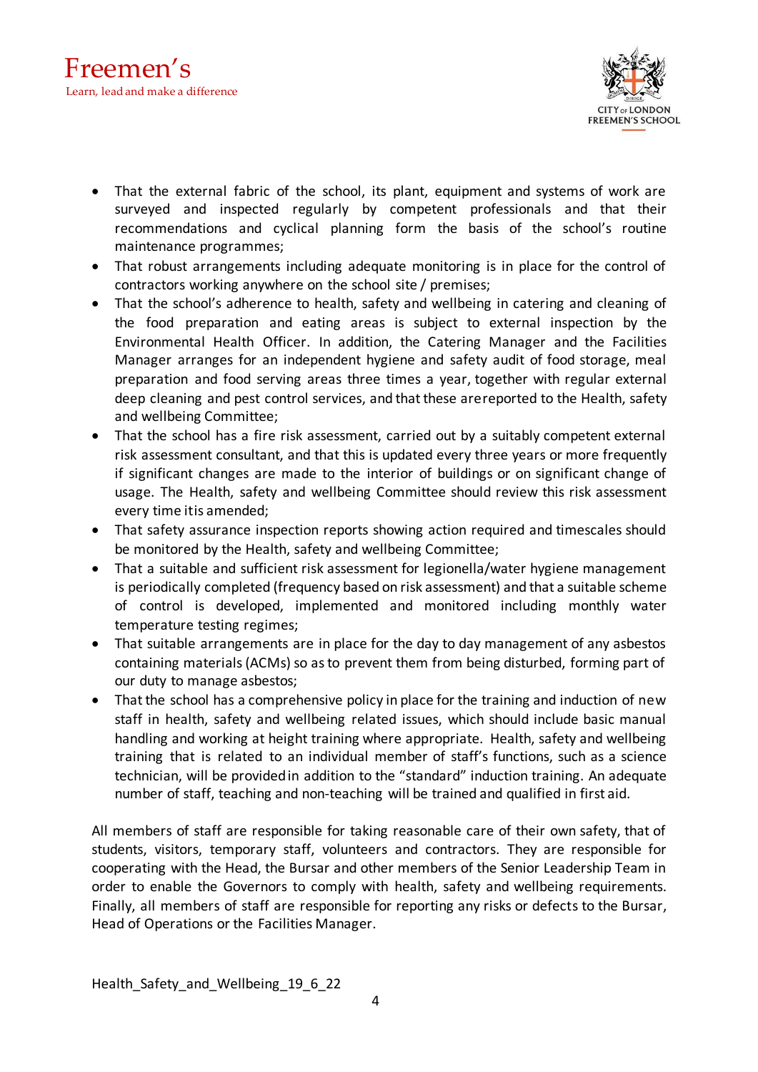- That the external fabric of the school, its plant, equipment and systems of work are surveyed and inspected regularly by competent professionals and that their recommendations and cyclical planning form the basis of the school's routine maintenance programmes;
- That robust arrangements including adequate monitoring is in place for the control of contractors working anywhere on the school site / premises;
- That the school's adherence to health, safety and wellbeing in catering and cleaning of the food preparation and eating areas is subject to external inspection by the Environmental Health Officer. In addition, the Catering Manager and the Facilities Manager arranges for an independent hygiene and safety audit of food storage, meal preparation and food serving areas three times a year, together with regular external deep cleaning and pest control services, and that these arereported to the Health, safety and wellbeing Committee;
- That the school has a fire risk assessment, carried out by a suitably competent external risk assessment consultant, and that this is updated every three years or more frequently if significant changes are made to the interior of buildings or on significant change of usage. The Health, safety and wellbeing Committee should review this risk assessment every time itis amended;
- That safety assurance inspection reports showing action required and timescales should be monitored by the Health, safety and wellbeing Committee;
- That a suitable and sufficient risk assessment for legionella/water hygiene management is periodically completed (frequency based on risk assessment) and that a suitable scheme of control is developed, implemented and monitored including monthly water temperature testing regimes;
- That suitable arrangements are in place for the day to day management of any asbestos containing materials (ACMs) so as to prevent them from being disturbed, forming part of our duty to manage asbestos;
- That the school has a comprehensive policy in place for the training and induction of new staff in health, safety and wellbeing related issues, which should include basic manual handling and working at height training where appropriate. Health, safety and wellbeing training that is related to an individual member of staff's functions, such as a science technician, will be providedin addition to the "standard" induction training. An adequate number of staff, teaching and non-teaching will be trained and qualified in first aid.

All members of staff are responsible for taking reasonable care of their own safety, that of students, visitors, temporary staff, volunteers and contractors. They are responsible for cooperating with the Head, the Bursar and other members of the Senior Leadership Team in order to enable the Governors to comply with health, safety and wellbeing requirements. Finally, all members of staff are responsible for reporting any risks or defects to the Bursar, Head of Operations or the Facilities Manager.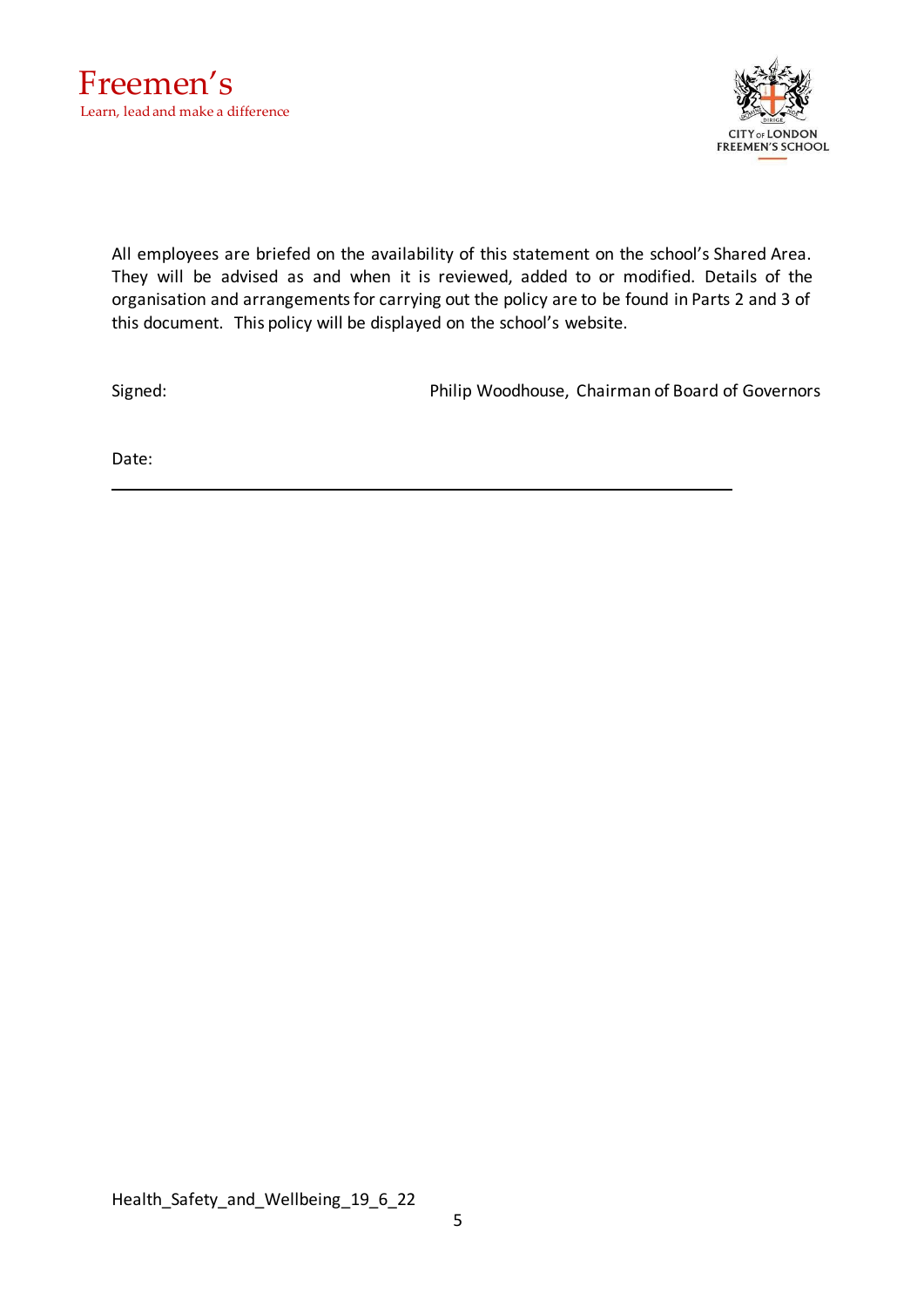All employees are briefed on the availability of this statement on the school's Shared Area. They will be advised as and when it is reviewed, added to or modified. Details of the organisation and arrangements for carrying out the policy are to be found in Parts 2 and 3 of this document. This policy will be displayed on the school's website.

Signed: Philip Woodhouse, Chairman of Board of Governors

Date:

---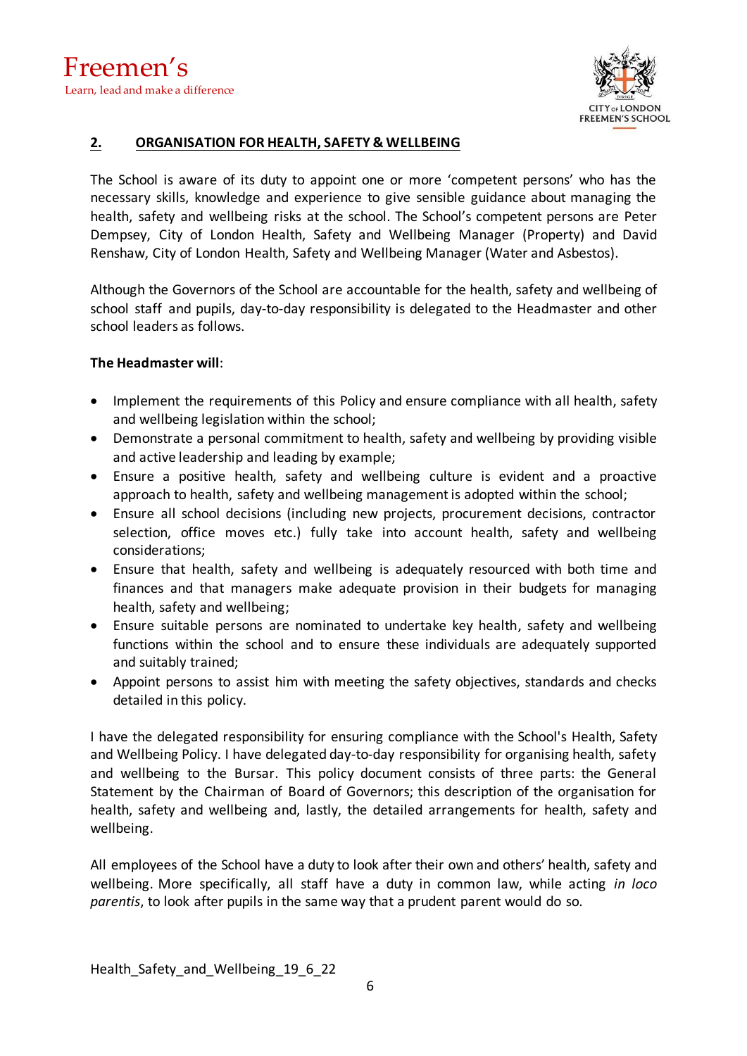## 2. ORGANISATION FOR HEALTH, SAFETY & WELLBEING

The School is aware of its duty to appoint one or more 'competent persons' who has the necessary skills, knowledge and experience to give sensible guidance about managing the health, safety and wellbeing risks at the school. The School's competent persons are Peter Dempsey, City of London Health, Safety and Wellbeing Manager (Property) and David Renshaw, City of London Health, Safety and Wellbeing Manager (Water and Asbestos).

Although the Governors of the School are accountable for the health, safety and wellbeing of school staff and pupils, day-to-day responsibility is delegated to the Headmaster and other school leaders as follows.

**The Headmaster will**:

- Implement the requirements of this Policy and ensure compliance with all health, safety and wellbeing legislation within the school;
- Demonstrate a personal commitment to health, safety and wellbeing by providing visible and active leadership and leading by example;
- Ensure a positive health, safety and wellbeing culture is evident and a proactive approach to health, safety and wellbeing management is adopted within the school;
- Ensure all school decisions (including new projects, procurement decisions, contractor selection, office moves etc.) fully take into account health, safety and wellbeing considerations;
- Ensure that health, safety and wellbeing is adequately resourced with both time and finances and that managers make adequate provision in their budgets for managing health, safety and wellbeing;
- Ensure suitable persons are nominated to undertake key health, safety and wellbeing functions within the school and to ensure these individuals are adequately supported and suitably trained;
- Appoint persons to assist him with meeting the safety objectives, standards and checks detailed in this policy.

I have the delegated responsibility for ensuring compliance with the School's Health, Safety and Wellbeing Policy. I have delegated day-to-day responsibility for organising health, safety and wellbeing to the Bursar. This policy document consists of three parts: the General Statement by the Chairman of Board of Governors; this description of the organisation for health, safety and wellbeing and, lastly, the detailed arrangements for health, safety and wellbeing.

All employees of the School have a duty to look after their own and others' health, safety and wellbeing. More specifically, all staff have a duty in common law, while acting *in loco parentis*, to look after pupils in the same way that a prudent parent would do so.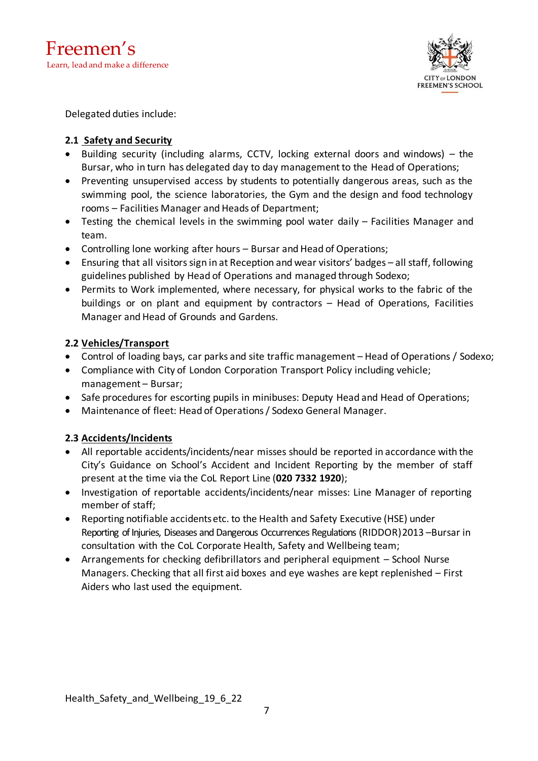Delegated duties include:

### 2.1 Safety and Security

- Building security (including alarms, CCTV, locking external doors and windows) – the Bursar, who in turn has delegated day to day management to the Head of Operations;
- Preventing unsupervised access by students to potentially dangerous areas, such as the swimming pool, the science laboratories, the Gym and the design and food technology rooms – Facilities Manager and Heads of Department;
- Testing the chemical levels in the swimming pool water daily – Facilities Manager and team.
- Controlling lone working after hours – Bursar and Head of Operations;
- Ensuring that all visitors sign in at Reception and wear visitors' badges – all staff, following guidelines published by Head of Operations and managed through Sodexo;
- Permits to Work implemented, where necessary, for physical works to the fabric of the buildings or on plant and equipment by contractors – Head of Operations, Facilities Manager and Head of Grounds and Gardens.

### 2.2 Vehicles/Transport

- Control of loading bays, car parks and site traffic management – Head of Operations / Sodexo;
- Compliance with City of London Corporation Transport Policy including vehicle; management – Bursar;
- Safe procedures for escorting pupils in minibuses: Deputy Head and Head of Operations;
- Maintenance of fleet: Head of Operations / Sodexo General Manager.

### 2.3 Accidents/Incidents

- All reportable accidents/incidents/near misses should be reported in accordance with the City's Guidance on School's Accident and Incident Reporting by the member of staff present at the time via the CoL Report Line (**020 7332 1920**);
- Investigation of reportable accidents/incidents/near misses: Line Manager of reporting member of staff;
- Reporting notifiable accidents etc. to the Health and Safety Executive (HSE) under Reporting of Injuries, Diseases and Dangerous Occurrences Regulations (RIDDOR) 2013 –Bursar in consultation with the CoL Corporate Health, Safety and Wellbeing team;
- Arrangements for checking defibrillators and peripheral equipment – School Nurse Managers. Checking that all first aid boxes and eye washes are kept replenished – First Aiders who last used the equipment.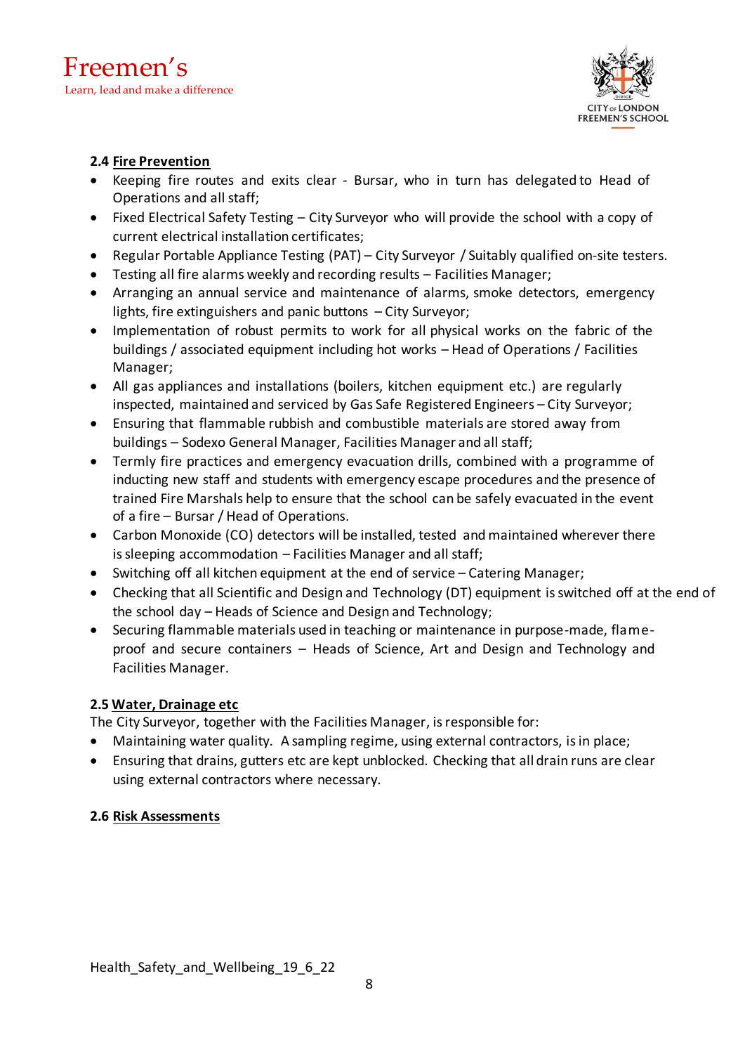### 2.4 Fire Prevention

- Keeping fire routes and exits clear - Bursar, who in turn has delegated to Head of Operations and all staff;
- Fixed Electrical Safety Testing – City Surveyor who will provide the school with a copy of current electrical installation certificates;
- Regular Portable Appliance Testing (PAT) – City Surveyor / Suitably qualified on-site testers.
- Testing all fire alarms weekly and recording results – Facilities Manager;
- Arranging an annual service and maintenance of alarms, smoke detectors, emergency lights, fire extinguishers and panic buttons – City Surveyor;
- Implementation of robust permits to work for all physical works on the fabric of the buildings / associated equipment including hot works – Head of Operations / Facilities Manager;
- All gas appliances and installations (boilers, kitchen equipment etc.) are regularly inspected, maintained and serviced by Gas Safe Registered Engineers – City Surveyor;
- Ensuring that flammable rubbish and combustible materials are stored away from buildings – Sodexo General Manager, Facilities Manager and all staff;
- Termly fire practices and emergency evacuation drills, combined with a programme of inducting new staff and students with emergency escape procedures and the presence of trained Fire Marshals help to ensure that the school can be safely evacuated in the event of a fire – Bursar / Head of Operations.
- Carbon Monoxide (CO) detectors will be installed, tested and maintained wherever there is sleeping accommodation – Facilities Manager and all staff;
- Switching off all kitchen equipment at the end of service – Catering Manager;
- Checking that all Scientific and Design and Technology (DT) equipment is switched off at the end of the school day – Heads of Science and Design and Technology;
- Securing flammable materials used in teaching or maintenance in purpose-made, flame-proof and secure containers – Heads of Science, Art and Design and Technology and Facilities Manager.

### 2.5 Water, Drainage etc

The City Surveyor, together with the Facilities Manager, is responsible for:

- Maintaining water quality. A sampling regime, using external contractors, is in place;
- Ensuring that drains, gutters etc are kept unblocked. Checking that all drain runs are clear using external contractors where necessary.

### 2.6 Risk Assessments

Health_Safety_and_Wellbeing_19_6_22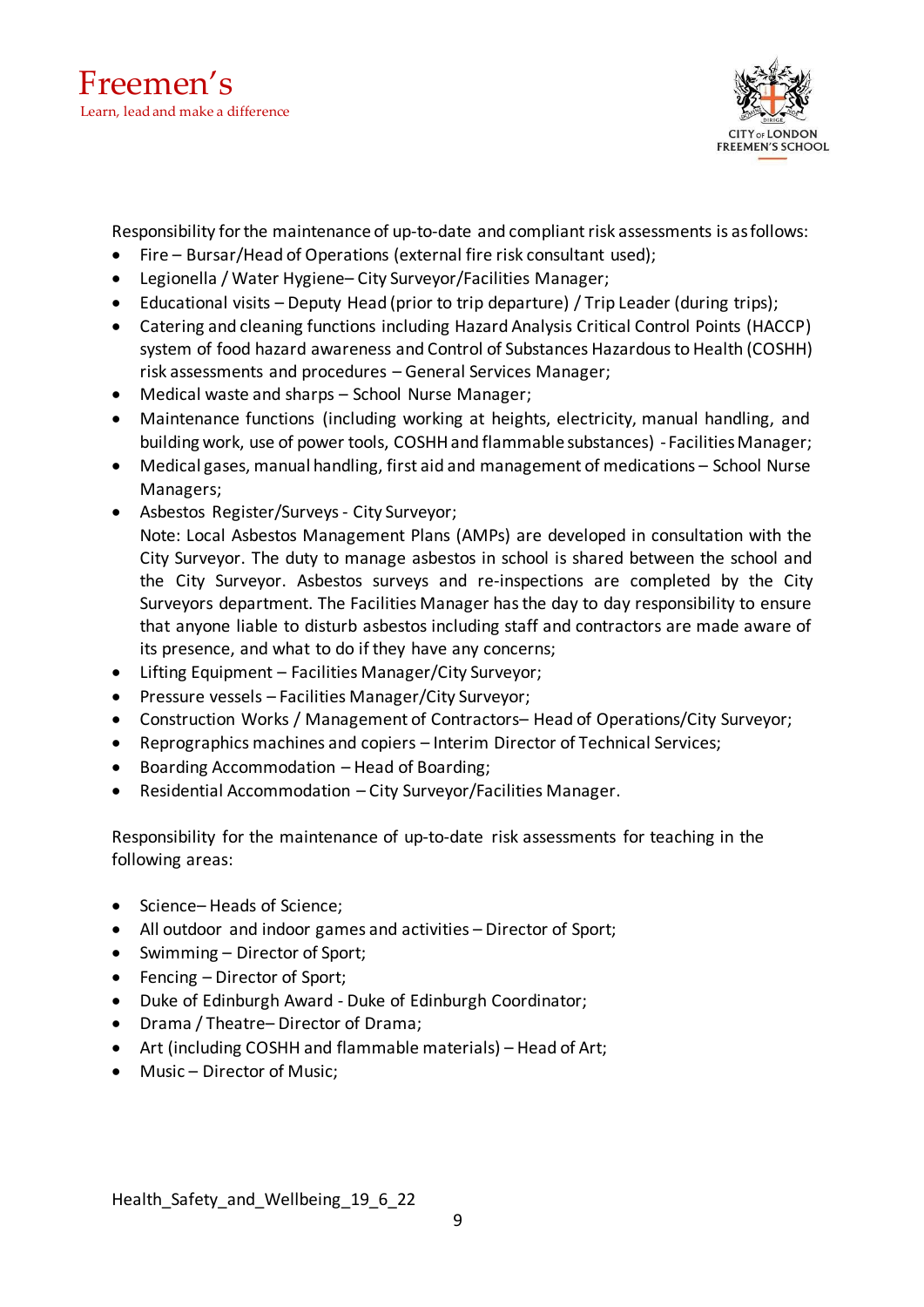Responsibility for the maintenance of up-to-date and compliant risk assessments is as follows:

- Fire – Bursar/Head of Operations (external fire risk consultant used);
- Legionella / Water Hygiene– City Surveyor/Facilities Manager;
- Educational visits – Deputy Head (prior to trip departure) / Trip Leader (during trips);
- Catering and cleaning functions including Hazard Analysis Critical Control Points (HACCP) system of food hazard awareness and Control of Substances Hazardous to Health (COSHH) risk assessments and procedures – General Services Manager;
- Medical waste and sharps – School Nurse Manager;
- Maintenance functions (including working at heights, electricity, manual handling, and building work, use of power tools, COSHH and flammable substances) - Facilities Manager;
- Medical gases, manual handling, first aid and management of medications – School Nurse Managers;
- Asbestos Register/Surveys - City Surveyor;
  Note: Local Asbestos Management Plans (AMPs) are developed in consultation with the City Surveyor. The duty to manage asbestos in school is shared between the school and the City Surveyor. Asbestos surveys and re-inspections are completed by the City Surveyors department. The Facilities Manager has the day to day responsibility to ensure that anyone liable to disturb asbestos including staff and contractors are made aware of its presence, and what to do if they have any concerns;
- Lifting Equipment – Facilities Manager/City Surveyor;
- Pressure vessels – Facilities Manager/City Surveyor;
- Construction Works / Management of Contractors– Head of Operations/City Surveyor;
- Reprographics machines and copiers – Interim Director of Technical Services;
- Boarding Accommodation – Head of Boarding;
- Residential Accommodation – City Surveyor/Facilities Manager.

Responsibility for the maintenance of up-to-date risk assessments for teaching in the following areas:

- Science– Heads of Science;
- All outdoor and indoor games and activities – Director of Sport;
- Swimming – Director of Sport;
- Fencing – Director of Sport;
- Duke of Edinburgh Award - Duke of Edinburgh Coordinator;
- Drama / Theatre– Director of Drama;
- Art (including COSHH and flammable materials) – Head of Art;
- Music – Director of Music;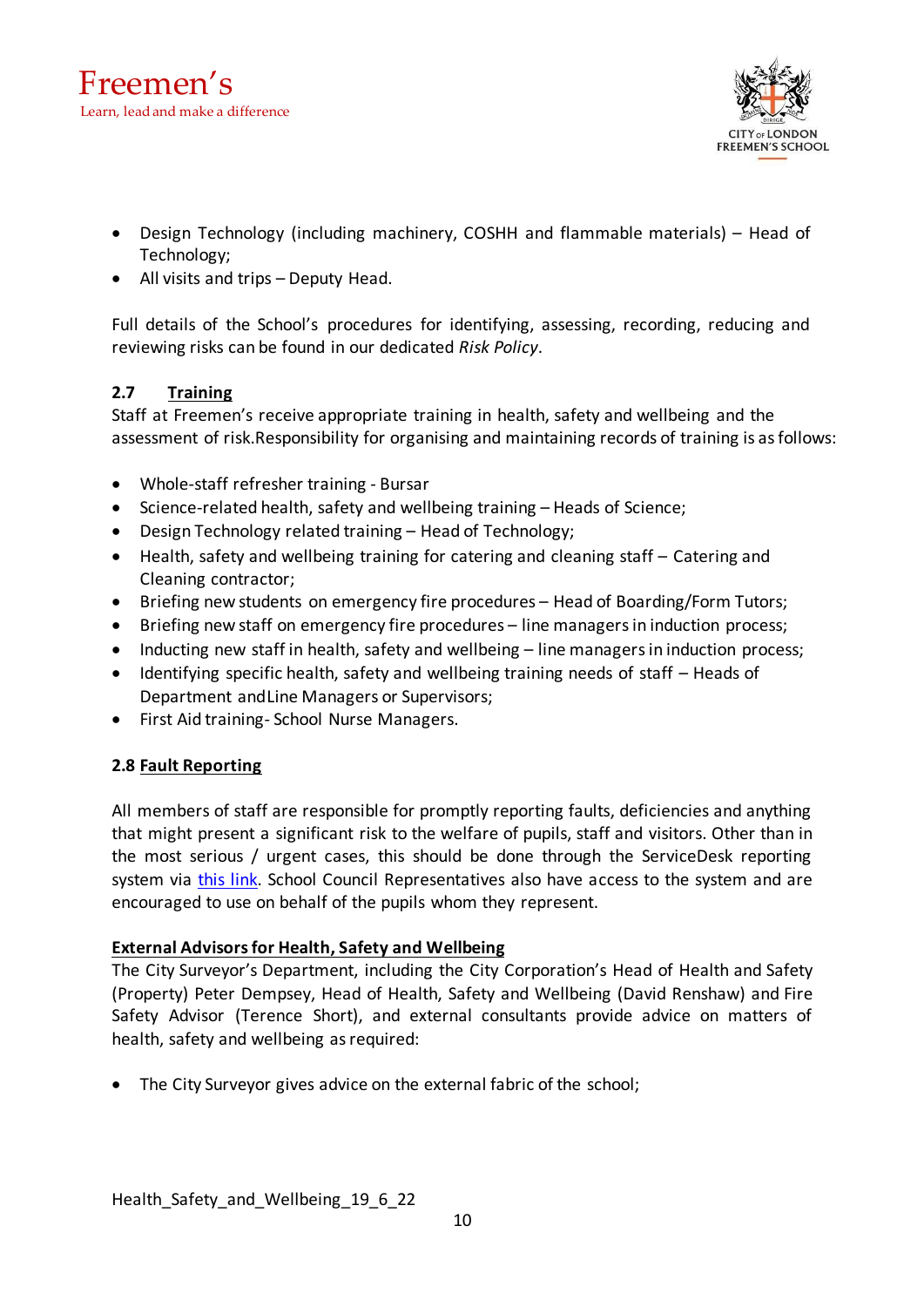- Design Technology (including machinery, COSHH and flammable materials) – Head of Technology;
- All visits and trips – Deputy Head.

Full details of the School's procedures for identifying, assessing, recording, reducing and reviewing risks can be found in our dedicated *Risk Policy*.

### 2.7 Training

Staff at Freemen's receive appropriate training in health, safety and wellbeing and the assessment of risk.Responsibility for organising and maintaining records of training is as follows:

- Whole-staff refresher training - Bursar
- Science-related health, safety and wellbeing training – Heads of Science;
- Design Technology related training – Head of Technology;
- Health, safety and wellbeing training for catering and cleaning staff – Catering and Cleaning contractor;
- Briefing new students on emergency fire procedures – Head of Boarding/Form Tutors;
- Briefing new staff on emergency fire procedures – line managers in induction process;
- Inducting new staff in health, safety and wellbeing – line managers in induction process;
- Identifying specific health, safety and wellbeing training needs of staff – Heads of Department andLine Managers or Supervisors;
- First Aid training- School Nurse Managers.

### 2.8 Fault Reporting

All members of staff are responsible for promptly reporting faults, deficiencies and anything that might present a significant risk to the welfare of pupils, staff and visitors. Other than in the most serious / urgent cases, this should be done through the ServiceDesk reporting system via this link. School Council Representatives also have access to the system and are encouraged to use on behalf of the pupils whom they represent.

### External Advisors for Health, Safety and Wellbeing

The City Surveyor's Department, including the City Corporation's Head of Health and Safety (Property) Peter Dempsey, Head of Health, Safety and Wellbeing (David Renshaw) and Fire Safety Advisor (Terence Short), and external consultants provide advice on matters of health, safety and wellbeing as required:

- The City Surveyor gives advice on the external fabric of the school;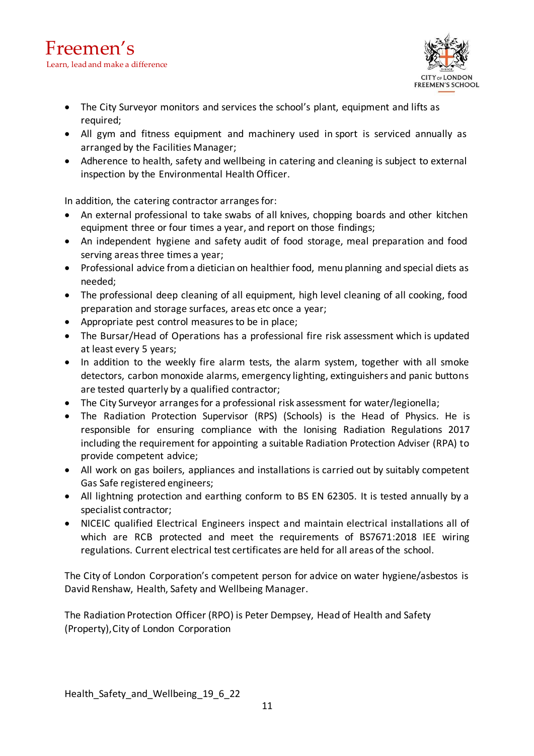- The City Surveyor monitors and services the school's plant, equipment and lifts as required;
- All gym and fitness equipment and machinery used in sport is serviced annually as arranged by the Facilities Manager;
- Adherence to health, safety and wellbeing in catering and cleaning is subject to external inspection by the Environmental Health Officer.

In addition, the catering contractor arranges for:

- An external professional to take swabs of all knives, chopping boards and other kitchen equipment three or four times a year, and report on those findings;
- An independent hygiene and safety audit of food storage, meal preparation and food serving areas three times a year;
- Professional advice from a dietician on healthier food, menu planning and special diets as needed;
- The professional deep cleaning of all equipment, high level cleaning of all cooking, food preparation and storage surfaces, areas etc once a year;
- Appropriate pest control measures to be in place;
- The Bursar/Head of Operations has a professional fire risk assessment which is updated at least every 5 years;
- In addition to the weekly fire alarm tests, the alarm system, together with all smoke detectors, carbon monoxide alarms, emergency lighting, extinguishers and panic buttons are tested quarterly by a qualified contractor;
- The City Surveyor arranges for a professional risk assessment for water/legionella;
- The Radiation Protection Supervisor (RPS) (Schools) is the Head of Physics. He is responsible for ensuring compliance with the Ionising Radiation Regulations 2017 including the requirement for appointing a suitable Radiation Protection Adviser (RPA) to provide competent advice;
- All work on gas boilers, appliances and installations is carried out by suitably competent Gas Safe registered engineers;
- All lightning protection and earthing conform to BS EN 62305. It is tested annually by a specialist contractor;
- NICEIC qualified Electrical Engineers inspect and maintain electrical installations all of which are RCB protected and meet the requirements of BS7671:2018 IEE wiring regulations. Current electrical test certificates are held for all areas of the school.

The City of London Corporation's competent person for advice on water hygiene/asbestos is David Renshaw, Health, Safety and Wellbeing Manager.

The Radiation Protection Officer (RPO) is Peter Dempsey, Head of Health and Safety (Property), City of London Corporation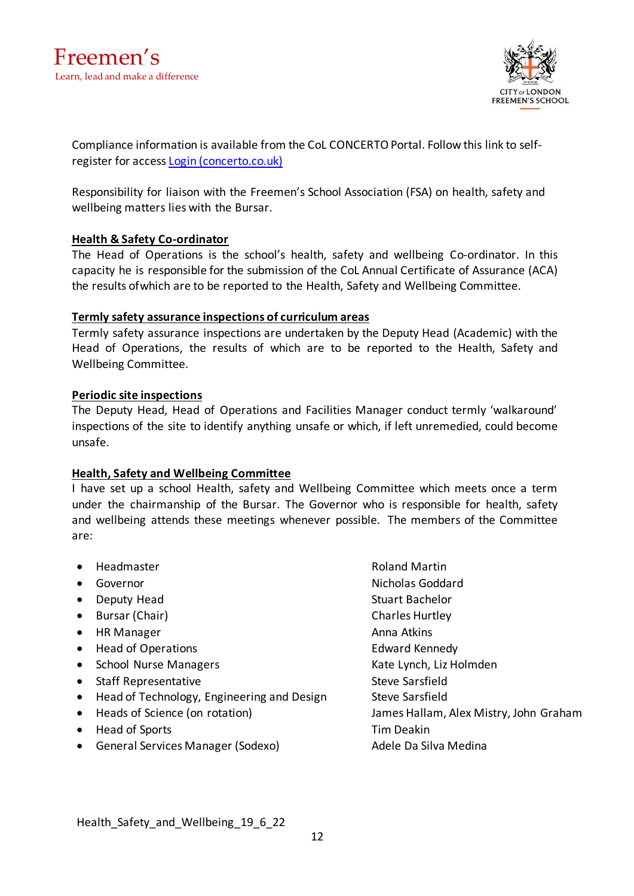Compliance information is available from the CoL CONCERTO Portal. Follow this link to self-register for access [Login (concerto.co.uk)](https://concerto.co.uk)

Responsibility for liaison with the Freemen's School Association (FSA) on health, safety and wellbeing matters lies with the Bursar.

**Health & Safety Co-ordinator**

The Head of Operations is the school's health, safety and wellbeing Co-ordinator. In this capacity he is responsible for the submission of the CoL Annual Certificate of Assurance (ACA) the results of which are to be reported to the Health, Safety and Wellbeing Committee.

**Termly safety assurance inspections of curriculum areas**

Termly safety assurance inspections are undertaken by the Deputy Head (Academic) with the Head of Operations, the results of which are to be reported to the Health, Safety and Wellbeing Committee.

**Periodic site inspections**

The Deputy Head, Head of Operations and Facilities Manager conduct termly 'walkaround' inspections of the site to identify anything unsafe or which, if left unremedied, could become unsafe.

**Health, Safety and Wellbeing Committee**

I have set up a school Health, safety and Wellbeing Committee which meets once a term under the chairmanship of the Bursar. The Governor who is responsible for health, safety and wellbeing attends these meetings whenever possible. The members of the Committee are:

| Role | Name |
|---|---|
| Headmaster | Roland Martin |
| Governor | Nicholas Goddard |
| Deputy Head | Stuart Bachelor |
| Bursar (Chair) | Charles Hurtley |
| HR Manager | Anna Atkins |
| Head of Operations | Edward Kennedy |
| School Nurse Managers | Kate Lynch, Liz Holmden |
| Staff Representative | Steve Sarsfield |
| Head of Technology, Engineering and Design | Steve Sarsfield |
| Heads of Science (on rotation) | James Hallam, Alex Mistry, John Graham |
| Head of Sports | Tim Deakin |
| General Services Manager (Sodexo) | Adele Da Silva Medina |

Health_Safety_and_Wellbeing_19_6_22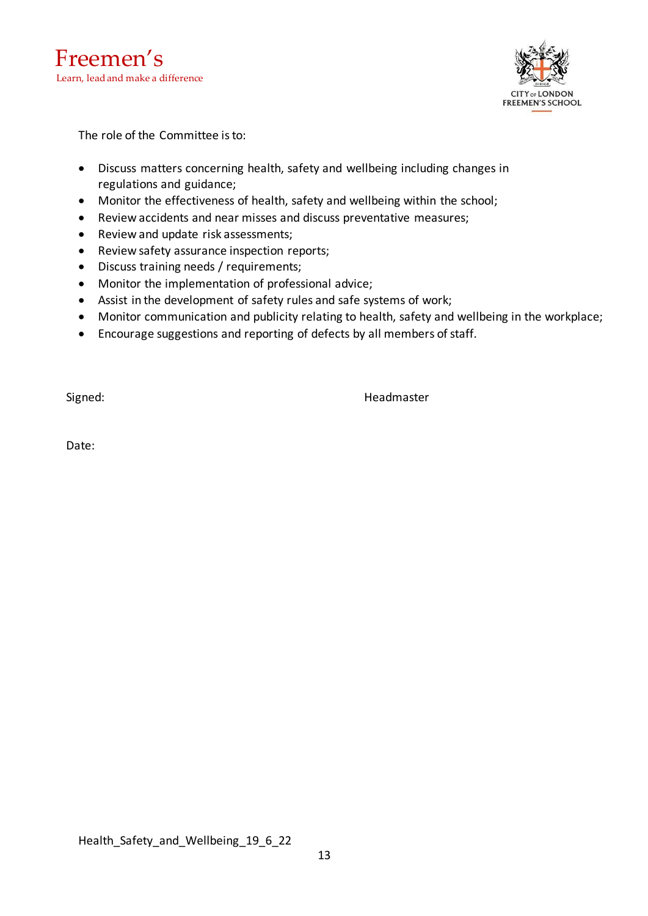The role of the Committee is to:

- Discuss matters concerning health, safety and wellbeing including changes in regulations and guidance;
- Monitor the effectiveness of health, safety and wellbeing within the school;
- Review accidents and near misses and discuss preventative measures;
- Review and update risk assessments;
- Review safety assurance inspection reports;
- Discuss training needs / requirements;
- Monitor the implementation of professional advice;
- Assist in the development of safety rules and safe systems of work;
- Monitor communication and publicity relating to health, safety and wellbeing in the workplace;
- Encourage suggestions and reporting of defects by all members of staff.

Signed: Headmaster

Date: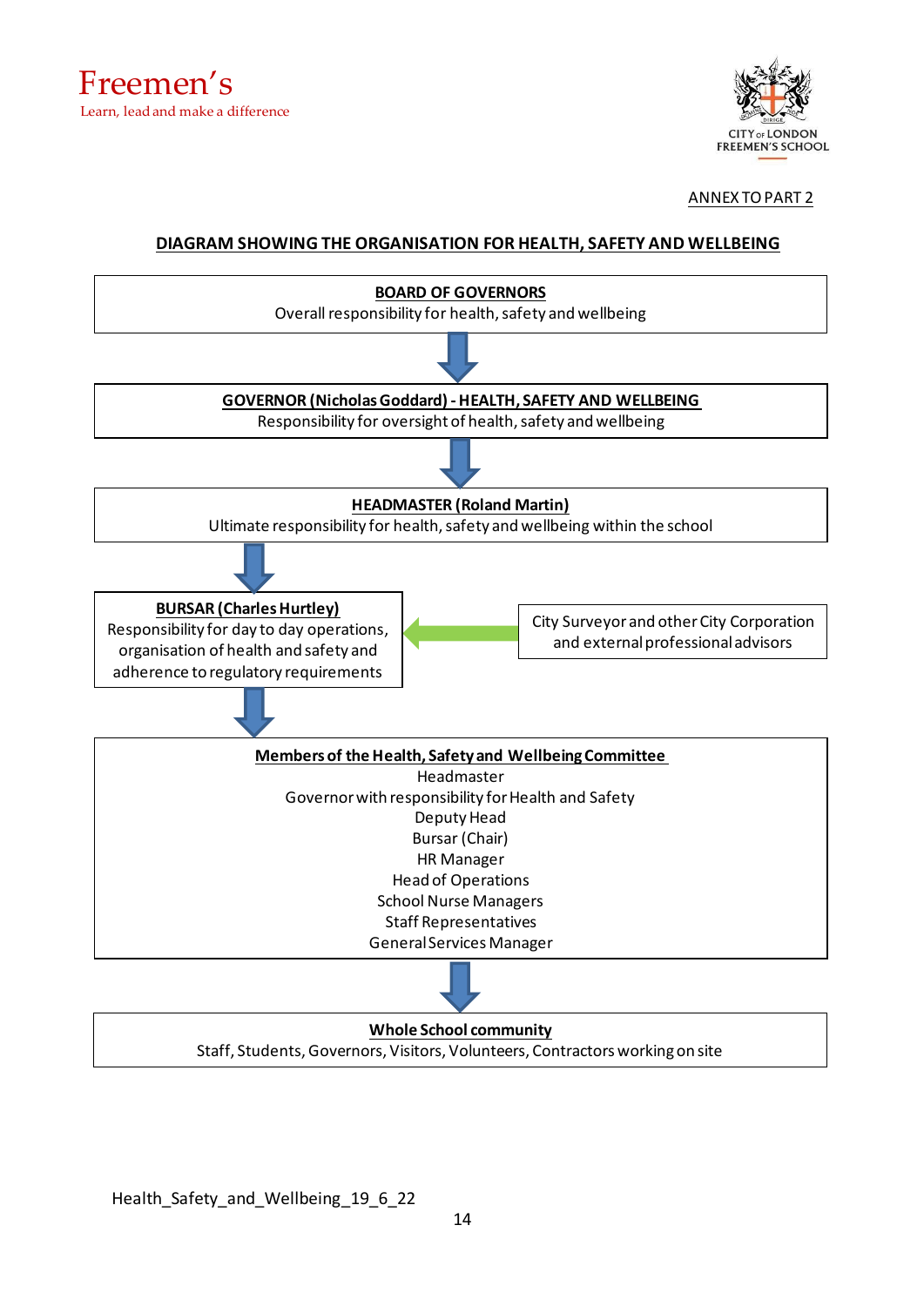Freemen's
Learn, lead and make a difference

CITY OF LONDON FREEMEN'S SCHOOL

ANNEX TO PART 2

## DIAGRAM SHOWING THE ORGANISATION FOR HEALTH, SAFETY AND WELLBEING

**BOARD OF GOVERNORS**
Overall responsibility for health, safety and wellbeing

↓

**GOVERNOR (Nicholas Goddard) - HEALTH, SAFETY AND WELLBEING**
Responsibility for oversight of health, safety and wellbeing

↓

**HEADMASTER (Roland Martin)**
Ultimate responsibility for health, safety and wellbeing within the school

↓

**BURSAR (Charles Hurtley)**
Responsibility for day to day operations, organisation of health and safety and adherence to regulatory requirements

← City Surveyor and other City Corporation and external professional advisors

↓

**Members of the Health, Safety and Wellbeing Committee**
Headmaster
Governor with responsibility for Health and Safety
Deputy Head
Bursar (Chair)
HR Manager
Head of Operations
School Nurse Managers
Staff Representatives
General Services Manager

↓

**Whole School community**
Staff, Students, Governors, Visitors, Volunteers, Contractors working on site

Health_Safety_and_Wellbeing_19_6_22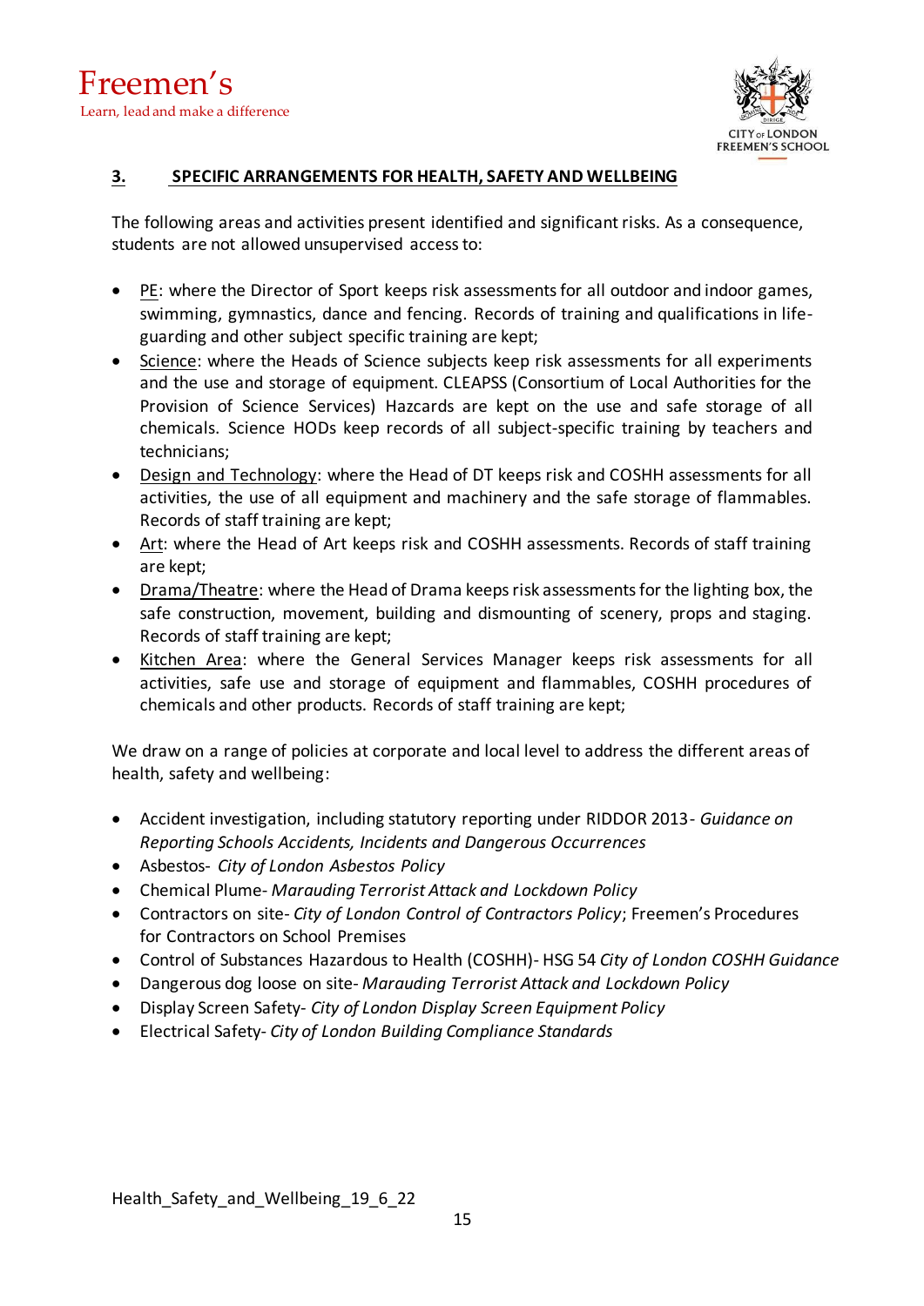## 3. SPECIFIC ARRANGEMENTS FOR HEALTH, SAFETY AND WELLBEING

The following areas and activities present identified and significant risks. As a consequence, students are not allowed unsupervised access to:

- PE: where the Director of Sport keeps risk assessments for all outdoor and indoor games, swimming, gymnastics, dance and fencing. Records of training and qualifications in life-guarding and other subject specific training are kept;
- Science: where the Heads of Science subjects keep risk assessments for all experiments and the use and storage of equipment. CLEAPSS (Consortium of Local Authorities for the Provision of Science Services) Hazcards are kept on the use and safe storage of all chemicals. Science HODs keep records of all subject-specific training by teachers and technicians;
- Design and Technology: where the Head of DT keeps risk and COSHH assessments for all activities, the use of all equipment and machinery and the safe storage of flammables. Records of staff training are kept;
- Art: where the Head of Art keeps risk and COSHH assessments. Records of staff training are kept;
- Drama/Theatre: where the Head of Drama keeps risk assessments for the lighting box, the safe construction, movement, building and dismounting of scenery, props and staging. Records of staff training are kept;
- Kitchen Area: where the General Services Manager keeps risk assessments for all activities, safe use and storage of equipment and flammables, COSHH procedures of chemicals and other products. Records of staff training are kept;

We draw on a range of policies at corporate and local level to address the different areas of health, safety and wellbeing:

- Accident investigation, including statutory reporting under RIDDOR 2013- *Guidance on Reporting Schools Accidents, Incidents and Dangerous Occurrences*
- Asbestos- *City of London Asbestos Policy*
- Chemical Plume- *Marauding Terrorist Attack and Lockdown Policy*
- Contractors on site- *City of London Control of Contractors Policy*; Freemen's Procedures for Contractors on School Premises
- Control of Substances Hazardous to Health (COSHH)- HSG 54 *City of London COSHH Guidance*
- Dangerous dog loose on site- *Marauding Terrorist Attack and Lockdown Policy*
- Display Screen Safety- *City of London Display Screen Equipment Policy*
- Electrical Safety- *City of London Building Compliance Standards*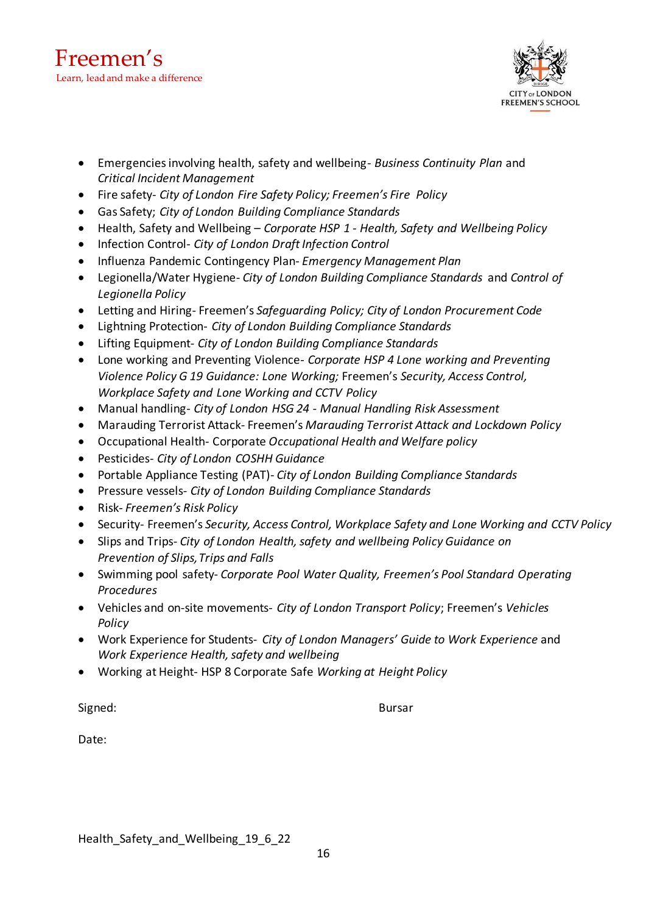- Emergencies involving health, safety and wellbeing- *Business Continuity Plan* and *Critical Incident Management*
- Fire safety- *City of London Fire Safety Policy; Freemen's Fire Policy*
- Gas Safety; *City of London Building Compliance Standards*
- Health, Safety and Wellbeing – *Corporate HSP 1 - Health, Safety and Wellbeing Policy*
- Infection Control- *City of London Draft Infection Control*
- Influenza Pandemic Contingency Plan- *Emergency Management Plan*
- Legionella/Water Hygiene- *City of London Building Compliance Standards* and *Control of Legionella Policy*
- Letting and Hiring- Freemen's *Safeguarding Policy; City of London Procurement Code*
- Lightning Protection- *City of London Building Compliance Standards*
- Lifting Equipment- *City of London Building Compliance Standards*
- Lone working and Preventing Violence- *Corporate HSP 4 Lone working and Preventing Violence Policy G 19 Guidance: Lone Working;* Freemen's *Security, Access Control, Workplace Safety and Lone Working and CCTV Policy*
- Manual handling- *City of London HSG 24 - Manual Handling Risk Assessment*
- Marauding Terrorist Attack- Freemen's *Marauding Terrorist Attack and Lockdown Policy*
- Occupational Health- Corporate *Occupational Health and Welfare policy*
- Pesticides- *City of London COSHH Guidance*
- Portable Appliance Testing (PAT)- *City of London Building Compliance Standards*
- Pressure vessels- *City of London Building Compliance Standards*
- Risk- *Freemen's Risk Policy*
- Security- Freemen's *Security, Access Control, Workplace Safety and Lone Working and CCTV Policy*
- Slips and Trips- *City of London Health, safety and wellbeing Policy Guidance on Prevention of Slips, Trips and Falls*
- Swimming pool safety- *Corporate Pool Water Quality, Freemen's Pool Standard Operating Procedures*
- Vehicles and on-site movements- *City of London Transport Policy*; Freemen's *Vehicles Policy*
- Work Experience for Students- *City of London Managers' Guide to Work Experience* and *Work Experience Health, safety and wellbeing*
- Working at Height- HSP 8 Corporate Safe *Working at Height Policy*

Signed: Bursar

Date:

Health_Safety_and_Wellbeing_19_6_22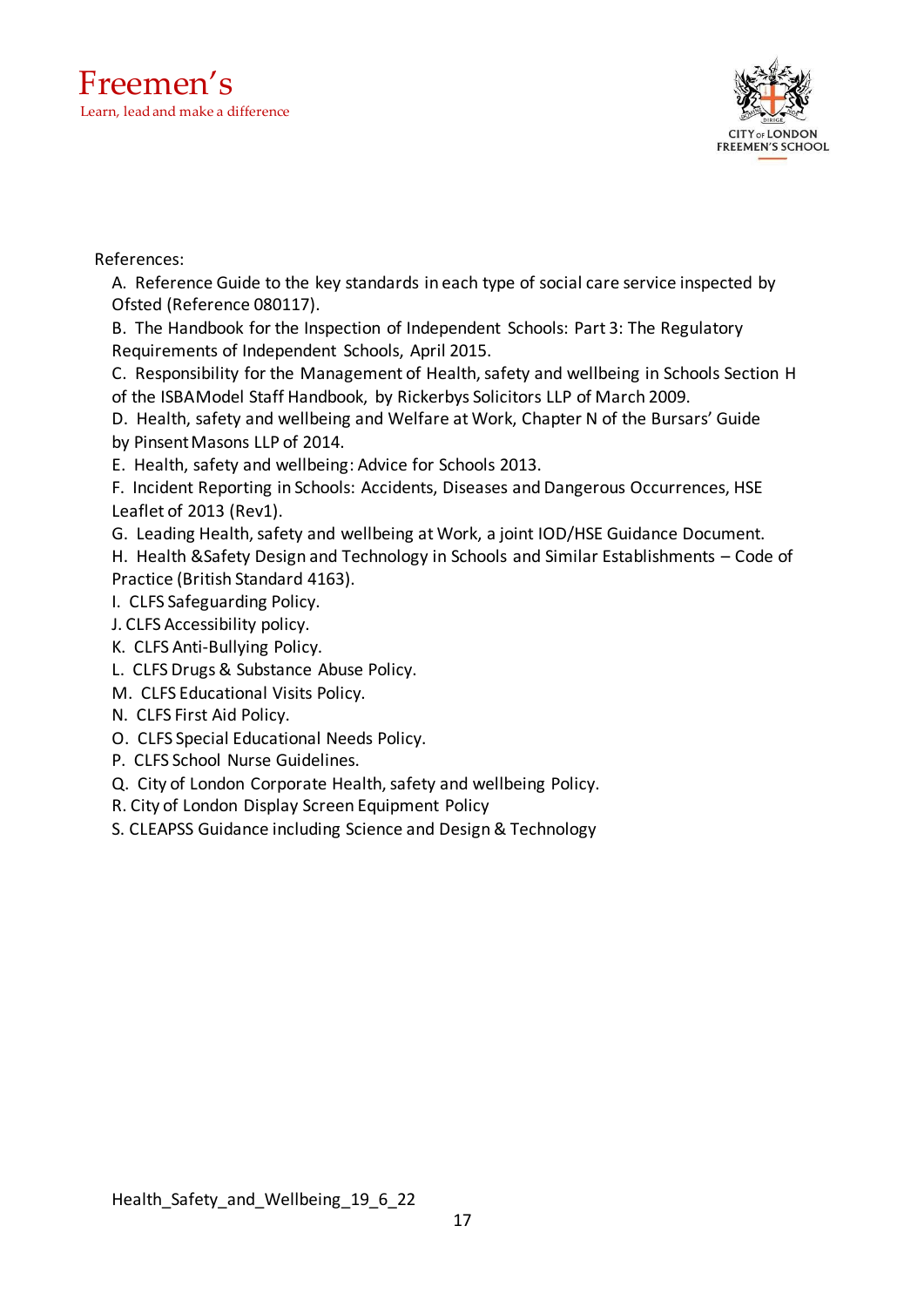References:

A. Reference Guide to the key standards in each type of social care service inspected by Ofsted (Reference 080117).
B. The Handbook for the Inspection of Independent Schools: Part 3: The Regulatory Requirements of Independent Schools, April 2015.
C. Responsibility for the Management of Health, safety and wellbeing in Schools Section H of the ISBA Model Staff Handbook, by Rickerbys Solicitors LLP of March 2009.
D. Health, safety and wellbeing and Welfare at Work, Chapter N of the Bursars' Guide by Pinsent Masons LLP of 2014.
E. Health, safety and wellbeing: Advice for Schools 2013.
F. Incident Reporting in Schools: Accidents, Diseases and Dangerous Occurrences, HSE Leaflet of 2013 (Rev1).
G. Leading Health, safety and wellbeing at Work, a joint IOD/HSE Guidance Document.
H. Health &Safety Design and Technology in Schools and Similar Establishments – Code of Practice (British Standard 4163).
I. CLFS Safeguarding Policy.
J. CLFS Accessibility policy.
K. CLFS Anti-Bullying Policy.
L. CLFS Drugs & Substance Abuse Policy.
M. CLFS Educational Visits Policy.
N. CLFS First Aid Policy.
O. CLFS Special Educational Needs Policy.
P. CLFS School Nurse Guidelines.
Q. City of London Corporate Health, safety and wellbeing Policy.
R. City of London Display Screen Equipment Policy
S. CLEAPSS Guidance including Science and Design & Technology

Health_Safety_and_Wellbeing_19_6_22